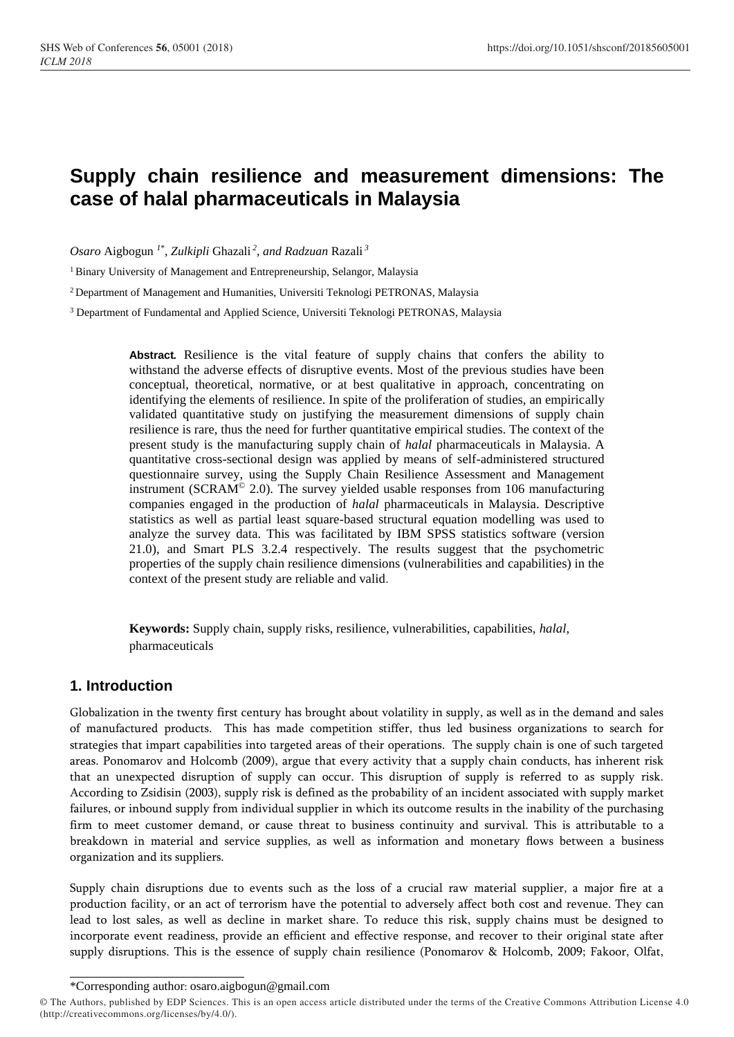# Supply chain resilience and measurement dimensions: The case of halal pharmaceuticals in Malaysia

*Osaro* Aigbogun [1*], *Zulkipli* Ghazali [2], *and Radzuan* Razali [3]

[1] Binary University of Management and Entrepreneurship, Selangor, Malaysia

[2] Department of Management and Humanities, Universiti Teknologi PETRONAS, Malaysia

[3] Department of Fundamental and Applied Science, Universiti Teknologi PETRONAS, Malaysia

**Abstract.** Resilience is the vital feature of supply chains that confers the ability to withstand the adverse effects of disruptive events. Most of the previous studies have been conceptual, theoretical, normative, or at best qualitative in approach, concentrating on identifying the elements of resilience. In spite of the proliferation of studies, an empirically validated quantitative study on justifying the measurement dimensions of supply chain resilience is rare, thus the need for further quantitative empirical studies. The context of the present study is the manufacturing supply chain of *halal* pharmaceuticals in Malaysia. A quantitative cross-sectional design was applied by means of self-administered structured questionnaire survey, using the Supply Chain Resilience Assessment and Management instrument (SCRAM© 2.0). The survey yielded usable responses from 106 manufacturing companies engaged in the production of *halal* pharmaceuticals in Malaysia. Descriptive statistics as well as partial least square-based structural equation modelling was used to analyze the survey data. This was facilitated by IBM SPSS statistics software (version 21.0), and Smart PLS 3.2.4 respectively. The results suggest that the psychometric properties of the supply chain resilience dimensions (vulnerabilities and capabilities) in the context of the present study are reliable and valid.

**Keywords:** Supply chain, supply risks, resilience, vulnerabilities, capabilities, *halal*, pharmaceuticals

## 1. Introduction

Globalization in the twenty first century has brought about volatility in supply, as well as in the demand and sales of manufactured products. This has made competition stiffer, thus led business organizations to search for strategies that impart capabilities into targeted areas of their operations. The supply chain is one of such targeted areas. Ponomarov and Holcomb (2009), argue that every activity that a supply chain conducts, has inherent risk that an unexpected disruption of supply can occur. This disruption of supply is referred to as supply risk. According to Zsidisin (2003), supply risk is defined as the probability of an incident associated with supply market failures, or inbound supply from individual supplier in which its outcome results in the inability of the purchasing firm to meet customer demand, or cause threat to business continuity and survival. This is attributable to a breakdown in material and service supplies, as well as information and monetary flows between a business organization and its suppliers.

Supply chain disruptions due to events such as the loss of a crucial raw material supplier, a major fire at a production facility, or an act of terrorism have the potential to adversely affect both cost and revenue. They can lead to lost sales, as well as decline in market share. To reduce this risk, supply chains must be designed to incorporate event readiness, provide an efficient and effective response, and recover to their original state after supply disruptions. This is the essence of supply chain resilience (Ponomarov & Holcomb, 2009; Fakoor, Olfat,

*Corresponding author: osaro.aigbogun@gmail.com

© The Authors, published by EDP Sciences. This is an open access article distributed under the terms of the Creative Commons Attribution License 4.0 (http://creativecommons.org/licenses/by/4.0/).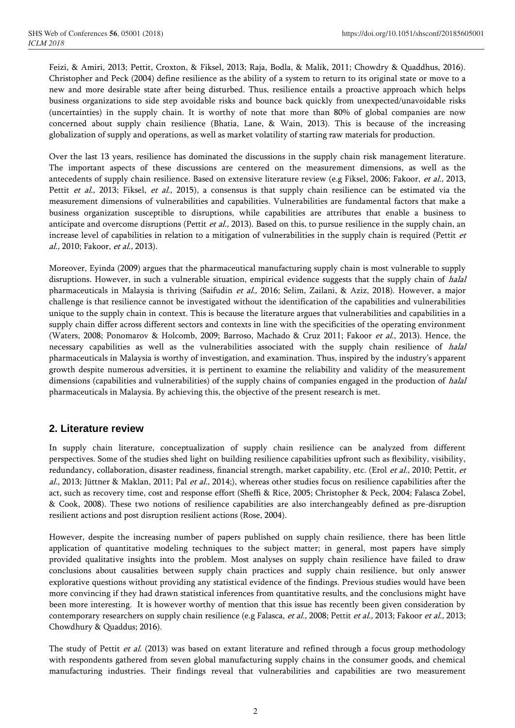Feizi, & Amiri, 2013; Pettit, Croxton, & Fiksel, 2013; Raja, Bodla, & Malik, 2011; Chowdry & Quaddhus, 2016). Christopher and Peck (2004) define resilience as the ability of a system to return to its original state or move to a new and more desirable state after being disturbed. Thus, resilience entails a proactive approach which helps business organizations to side step avoidable risks and bounce back quickly from unexpected/unavoidable risks (uncertainties) in the supply chain. It is worthy of note that more than 80% of global companies are now concerned about supply chain resilience (Bhatia, Lane, & Wain, 2013). This is because of the increasing globalization of supply and operations, as well as market volatility of starting raw materials for production.

Over the last 13 years, resilience has dominated the discussions in the supply chain risk management literature. The important aspects of these discussions are centered on the measurement dimensions, as well as the antecedents of supply chain resilience. Based on extensive literature review (e.g Fiksel, 2006; Fakoor, *et al.,* 2013, Pettit *et al.,* 2013; Fiksel, *et al.,* 2015), a consensus is that supply chain resilience can be estimated via the measurement dimensions of vulnerabilities and capabilities. Vulnerabilities are fundamental factors that make a business organization susceptible to disruptions, while capabilities are attributes that enable a business to anticipate and overcome disruptions (Pettit *et al.,* 2013). Based on this, to pursue resilience in the supply chain, an increase level of capabilities in relation to a mitigation of vulnerabilities in the supply chain is required (Pettit *et al.,* 2010; Fakoor, *et al.,* 2013).

Moreover, Eyinda (2009) argues that the pharmaceutical manufacturing supply chain is most vulnerable to supply disruptions. However, in such a vulnerable situation, empirical evidence suggests that the supply chain of *halal* pharmaceuticals in Malaysia is thriving (Saifudin *et al.,* 2016; Selim, Zailani, & Aziz, 2018). However, a major challenge is that resilience cannot be investigated without the identification of the capabilities and vulnerabilities unique to the supply chain in context. This is because the literature argues that vulnerabilities and capabilities in a supply chain differ across different sectors and contexts in line with the specificities of the operating environment (Waters, 2008; Ponomarov & Holcomb, 2009; Barroso, Machado & Cruz 2011; Fakoor *et al.*, 2013). Hence, the necessary capabilities as well as the vulnerabilities associated with the supply chain resilience of *halal* pharmaceuticals in Malaysia is worthy of investigation, and examination. Thus, inspired by the industry's apparent growth despite numerous adversities, it is pertinent to examine the reliability and validity of the measurement dimensions (capabilities and vulnerabilities) of the supply chains of companies engaged in the production of *halal* pharmaceuticals in Malaysia. By achieving this, the objective of the present research is met.

## 2. Literature review

In supply chain literature, conceptualization of supply chain resilience can be analyzed from different perspectives. Some of the studies shed light on building resilience capabilities upfront such as flexibility, visibility, redundancy, collaboration, disaster readiness, financial strength, market capability, etc. (Erol *et al.,* 2010; Pettit, *et al.,* 2013; Jüttner & Maklan, 2011; Pal *et al.,* 2014;), whereas other studies focus on resilience capabilities after the act, such as recovery time, cost and response effort (Sheffi & Rice, 2005; Christopher & Peck, 2004; Falasca Zobel, & Cook, 2008). These two notions of resilience capabilities are also interchangeably defined as pre-disruption resilient actions and post disruption resilient actions (Rose, 2004).

However, despite the increasing number of papers published on supply chain resilience, there has been little application of quantitative modeling techniques to the subject matter; in general, most papers have simply provided qualitative insights into the problem. Most analyses on supply chain resilience have failed to draw conclusions about causalities between supply chain practices and supply chain resilience, but only answer explorative questions without providing any statistical evidence of the findings. Previous studies would have been more convincing if they had drawn statistical inferences from quantitative results, and the conclusions might have been more interesting. It is however worthy of mention that this issue has recently been given consideration by contemporary researchers on supply chain resilience (e.g Falasca, *et al.,* 2008; Pettit *et al.,* 2013; Fakoor *et al.,* 2013; Chowdhury & Quaddus; 2016).

The study of Pettit *et al.* (2013) was based on extant literature and refined through a focus group methodology with respondents gathered from seven global manufacturing supply chains in the consumer goods, and chemical manufacturing industries. Their findings reveal that vulnerabilities and capabilities are two measurement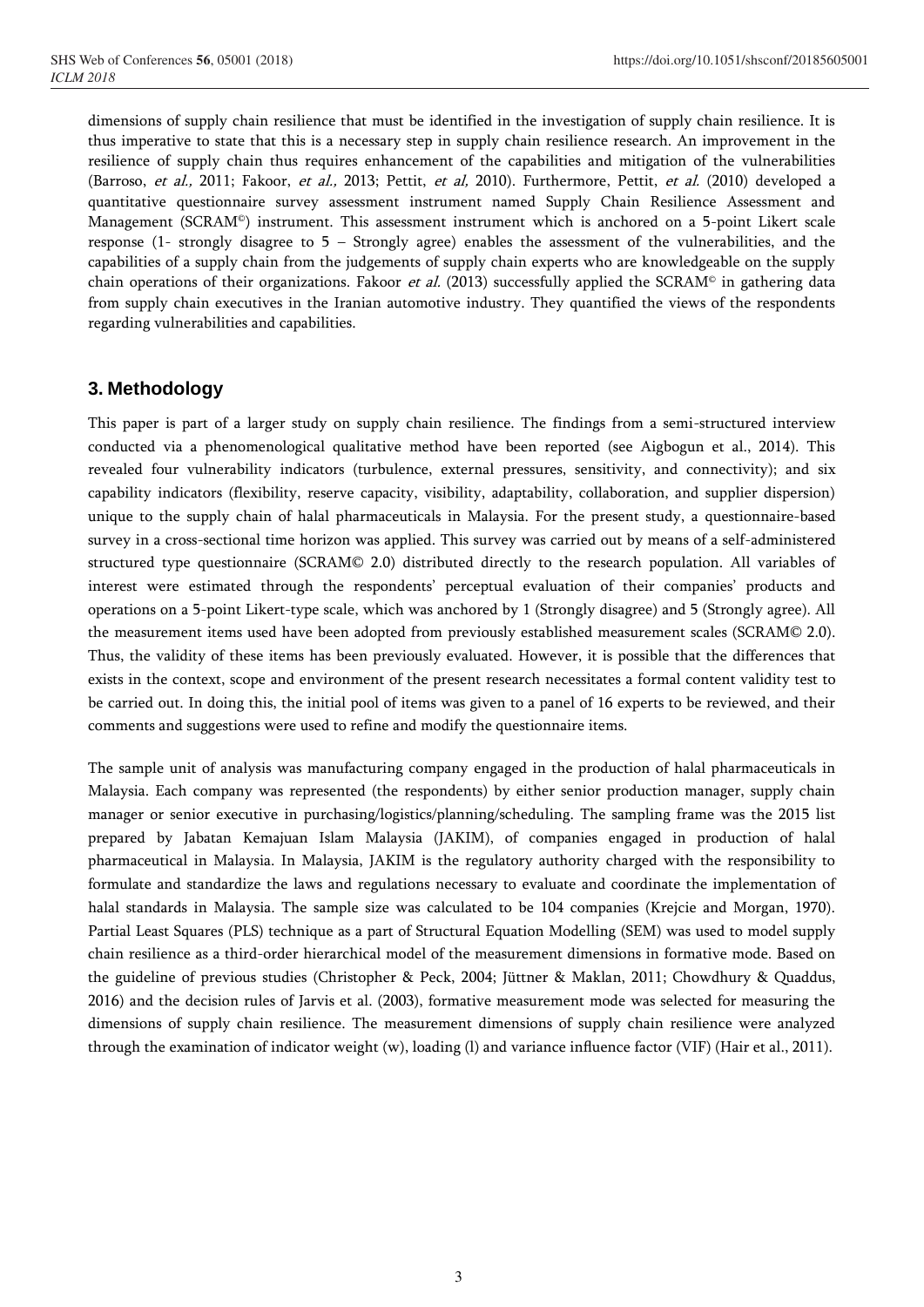dimensions of supply chain resilience that must be identified in the investigation of supply chain resilience. It is thus imperative to state that this is a necessary step in supply chain resilience research. An improvement in the resilience of supply chain thus requires enhancement of the capabilities and mitigation of the vulnerabilities (Barroso, *et al.,* 2011; Fakoor, *et al.,* 2013; Pettit, *et al,* 2010). Furthermore, Pettit, *et al.* (2010) developed a quantitative questionnaire survey assessment instrument named Supply Chain Resilience Assessment and Management (SCRAM©) instrument. This assessment instrument which is anchored on a 5-point Likert scale response (1- strongly disagree to 5 – Strongly agree) enables the assessment of the vulnerabilities, and the capabilities of a supply chain from the judgements of supply chain experts who are knowledgeable on the supply chain operations of their organizations. Fakoor *et al.* (2013) successfully applied the SCRAM© in gathering data from supply chain executives in the Iranian automotive industry. They quantified the views of the respondents regarding vulnerabilities and capabilities.

## 3. Methodology

This paper is part of a larger study on supply chain resilience. The findings from a semi-structured interview conducted via a phenomenological qualitative method have been reported (see Aigbogun et al., 2014). This revealed four vulnerability indicators (turbulence, external pressures, sensitivity, and connectivity); and six capability indicators (flexibility, reserve capacity, visibility, adaptability, collaboration, and supplier dispersion) unique to the supply chain of halal pharmaceuticals in Malaysia. For the present study, a questionnaire-based survey in a cross-sectional time horizon was applied. This survey was carried out by means of a self-administered structured type questionnaire (SCRAM© 2.0) distributed directly to the research population. All variables of interest were estimated through the respondents' perceptual evaluation of their companies' products and operations on a 5-point Likert-type scale, which was anchored by 1 (Strongly disagree) and 5 (Strongly agree). All the measurement items used have been adopted from previously established measurement scales (SCRAM© 2.0). Thus, the validity of these items has been previously evaluated. However, it is possible that the differences that exists in the context, scope and environment of the present research necessitates a formal content validity test to be carried out. In doing this, the initial pool of items was given to a panel of 16 experts to be reviewed, and their comments and suggestions were used to refine and modify the questionnaire items.

The sample unit of analysis was manufacturing company engaged in the production of halal pharmaceuticals in Malaysia. Each company was represented (the respondents) by either senior production manager, supply chain manager or senior executive in purchasing/logistics/planning/scheduling. The sampling frame was the 2015 list prepared by Jabatan Kemajuan Islam Malaysia (JAKIM), of companies engaged in production of halal pharmaceutical in Malaysia. In Malaysia, JAKIM is the regulatory authority charged with the responsibility to formulate and standardize the laws and regulations necessary to evaluate and coordinate the implementation of halal standards in Malaysia. The sample size was calculated to be 104 companies (Krejcie and Morgan, 1970). Partial Least Squares (PLS) technique as a part of Structural Equation Modelling (SEM) was used to model supply chain resilience as a third-order hierarchical model of the measurement dimensions in formative mode. Based on the guideline of previous studies (Christopher & Peck, 2004; Jüttner & Maklan, 2011; Chowdhury & Quaddus, 2016) and the decision rules of Jarvis et al. (2003), formative measurement mode was selected for measuring the dimensions of supply chain resilience. The measurement dimensions of supply chain resilience were analyzed through the examination of indicator weight (w), loading (l) and variance influence factor (VIF) (Hair et al., 2011).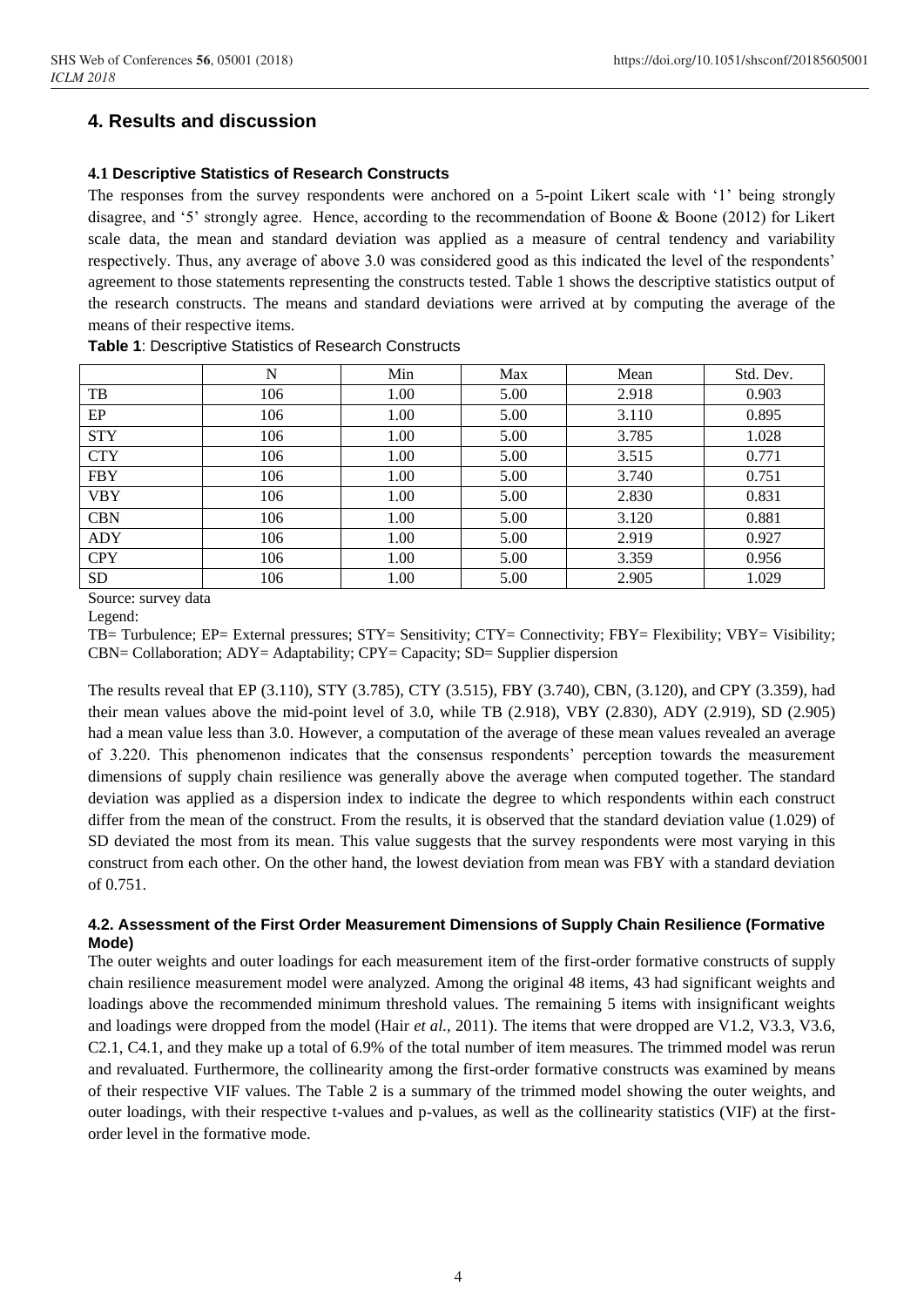## 4. Results and discussion

### 4.1 Descriptive Statistics of Research Constructs

The responses from the survey respondents were anchored on a 5-point Likert scale with '1' being strongly disagree, and '5' strongly agree. Hence, according to the recommendation of Boone & Boone (2012) for Likert scale data, the mean and standard deviation was applied as a measure of central tendency and variability respectively. Thus, any average of above 3.0 was considered good as this indicated the level of the respondents' agreement to those statements representing the constructs tested. Table 1 shows the descriptive statistics output of the research constructs. The means and standard deviations were arrived at by computing the average of the means of their respective items.

**Table 1**: Descriptive Statistics of Research Constructs

| | N | Min | Max | Mean | Std. Dev. |
|---|---|---|---|---|---|
| TB | 106 | 1.00 | 5.00 | 2.918 | 0.903 |
| EP | 106 | 1.00 | 5.00 | 3.110 | 0.895 |
| STY | 106 | 1.00 | 5.00 | 3.785 | 1.028 |
| CTY | 106 | 1.00 | 5.00 | 3.515 | 0.771 |
| FBY | 106 | 1.00 | 5.00 | 3.740 | 0.751 |
| VBY | 106 | 1.00 | 5.00 | 2.830 | 0.831 |
| CBN | 106 | 1.00 | 5.00 | 3.120 | 0.881 |
| ADY | 106 | 1.00 | 5.00 | 2.919 | 0.927 |
| CPY | 106 | 1.00 | 5.00 | 3.359 | 0.956 |
| SD | 106 | 1.00 | 5.00 | 2.905 | 1.029 |

Source: survey data

Legend:

TB= Turbulence; EP= External pressures; STY= Sensitivity; CTY= Connectivity; FBY= Flexibility; VBY= Visibility; CBN= Collaboration; ADY= Adaptability; CPY= Capacity; SD= Supplier dispersion

The results reveal that EP (3.110), STY (3.785), CTY (3.515), FBY (3.740), CBN, (3.120), and CPY (3.359), had their mean values above the mid-point level of 3.0, while TB (2.918), VBY (2.830), ADY (2.919), SD (2.905) had a mean value less than 3.0. However, a computation of the average of these mean values revealed an average of 3.220. This phenomenon indicates that the consensus respondents' perception towards the measurement dimensions of supply chain resilience was generally above the average when computed together. The standard deviation was applied as a dispersion index to indicate the degree to which respondents within each construct differ from the mean of the construct. From the results, it is observed that the standard deviation value (1.029) of SD deviated the most from its mean. This value suggests that the survey respondents were most varying in this construct from each other. On the other hand, the lowest deviation from mean was FBY with a standard deviation of 0.751.

### 4.2. Assessment of the First Order Measurement Dimensions of Supply Chain Resilience (Formative Mode)

The outer weights and outer loadings for each measurement item of the first-order formative constructs of supply chain resilience measurement model were analyzed. Among the original 48 items, 43 had significant weights and loadings above the recommended minimum threshold values. The remaining 5 items with insignificant weights and loadings were dropped from the model (Hair *et al.,* 2011). The items that were dropped are V1.2, V3.3, V3.6, C2.1, C4.1, and they make up a total of 6.9% of the total number of item measures. The trimmed model was rerun and revaluated. Furthermore, the collinearity among the first-order formative constructs was examined by means of their respective VIF values. The Table 2 is a summary of the trimmed model showing the outer weights, and outer loadings, with their respective t-values and p-values, as well as the collinearity statistics (VIF) at the first-order level in the formative mode.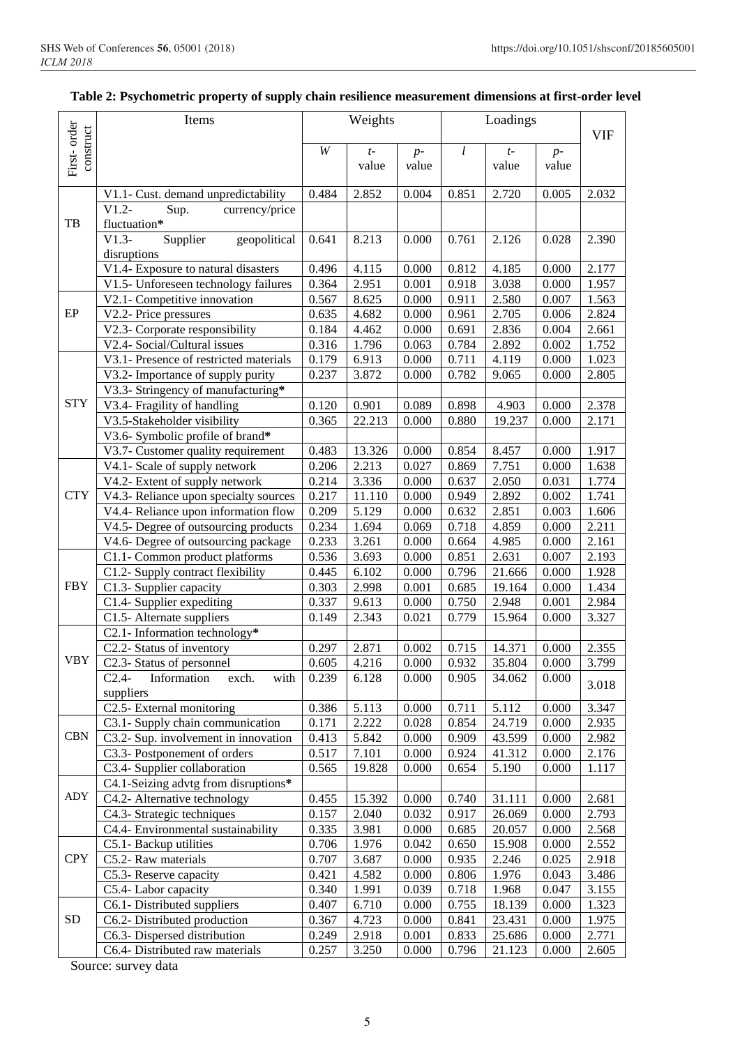**Table 2: Psychometric property of supply chain resilience measurement dimensions at first-order level**

| First- order construct | Items | Weights | | | Loadings | | | VIF |
|---|---|---|---|---|---|---|---|---|
| | | *W* | *t*-value | *p*-value | *l* | *t*-value | *p*-value | |
| TB | V1.1- Cust. demand unpredictability | 0.484 | 2.852 | 0.004 | 0.851 | 2.720 | 0.005 | 2.032 |
| | V1.2- Sup. currency/price fluctuation* | | | | | | | |
| | V1.3- Supplier geopolitical disruptions | 0.641 | 8.213 | 0.000 | 0.761 | 2.126 | 0.028 | 2.390 |
| | V1.4- Exposure to natural disasters | 0.496 | 4.115 | 0.000 | 0.812 | 4.185 | 0.000 | 2.177 |
| | V1.5- Unforeseen technology failures | 0.364 | 2.951 | 0.001 | 0.918 | 3.038 | 0.000 | 1.957 |
| EP | V2.1- Competitive innovation | 0.567 | 8.625 | 0.000 | 0.911 | 2.580 | 0.007 | 1.563 |
| | V2.2- Price pressures | 0.635 | 4.682 | 0.000 | 0.961 | 2.705 | 0.006 | 2.824 |
| | V2.3- Corporate responsibility | 0.184 | 4.462 | 0.000 | 0.691 | 2.836 | 0.004 | 2.661 |
| | V2.4- Social/Cultural issues | 0.316 | 1.796 | 0.063 | 0.784 | 2.892 | 0.002 | 1.752 |
| STY | V3.1- Presence of restricted materials | 0.179 | 6.913 | 0.000 | 0.711 | 4.119 | 0.000 | 1.023 |
| | V3.2- Importance of supply purity | 0.237 | 3.872 | 0.000 | 0.782 | 9.065 | 0.000 | 2.805 |
| | V3.3- Stringency of manufacturing* | | | | | | | |
| | V3.4- Fragility of handling | 0.120 | 0.901 | 0.089 | 0.898 | 4.903 | 0.000 | 2.378 |
| | V3.5-Stakeholder visibility | 0.365 | 22.213 | 0.000 | 0.880 | 19.237 | 0.000 | 2.171 |
| | V3.6- Symbolic profile of brand* | | | | | | | |
| | V3.7- Customer quality requirement | 0.483 | 13.326 | 0.000 | 0.854 | 8.457 | 0.000 | 1.917 |
| CTY | V4.1- Scale of supply network | 0.206 | 2.213 | 0.027 | 0.869 | 7.751 | 0.000 | 1.638 |
| | V4.2- Extent of supply network | 0.214 | 3.336 | 0.000 | 0.637 | 2.050 | 0.031 | 1.774 |
| | V4.3- Reliance upon specialty sources | 0.217 | 11.110 | 0.000 | 0.949 | 2.892 | 0.002 | 1.741 |
| | V4.4- Reliance upon information flow | 0.209 | 5.129 | 0.000 | 0.632 | 2.851 | 0.003 | 1.606 |
| | V4.5- Degree of outsourcing products | 0.234 | 1.694 | 0.069 | 0.718 | 4.859 | 0.000 | 2.211 |
| | V4.6- Degree of outsourcing package | 0.233 | 3.261 | 0.000 | 0.664 | 4.985 | 0.000 | 2.161 |
| FBY | C1.1- Common product platforms | 0.536 | 3.693 | 0.000 | 0.851 | 2.631 | 0.007 | 2.193 |
| | C1.2- Supply contract flexibility | 0.445 | 6.102 | 0.000 | 0.796 | 21.666 | 0.000 | 1.928 |
| | C1.3- Supplier capacity | 0.303 | 2.998 | 0.001 | 0.685 | 19.164 | 0.000 | 1.434 |
| | C1.4- Supplier expediting | 0.337 | 9.613 | 0.000 | 0.750 | 2.948 | 0.001 | 2.984 |
| | C1.5- Alternate suppliers | 0.149 | 2.343 | 0.021 | 0.779 | 15.964 | 0.000 | 3.327 |
| VBY | C2.1- Information technology* | | | | | | | |
| | C2.2- Status of inventory | 0.297 | 2.871 | 0.002 | 0.715 | 14.371 | 0.000 | 2.355 |
| | C2.3- Status of personnel | 0.605 | 4.216 | 0.000 | 0.932 | 35.804 | 0.000 | 3.799 |
| | C2.4- Information exch. with suppliers | 0.239 | 6.128 | 0.000 | 0.905 | 34.062 | 0.000 | 3.018 |
| | C2.5- External monitoring | 0.386 | 5.113 | 0.000 | 0.711 | 5.112 | 0.000 | 3.347 |
| CBN | C3.1- Supply chain communication | 0.171 | 2.222 | 0.028 | 0.854 | 24.719 | 0.000 | 2.935 |
| | C3.2- Sup. involvement in innovation | 0.413 | 5.842 | 0.000 | 0.909 | 43.599 | 0.000 | 2.982 |
| | C3.3- Postponement of orders | 0.517 | 7.101 | 0.000 | 0.924 | 41.312 | 0.000 | 2.176 |
| | C3.4- Supplier collaboration | 0.565 | 19.828 | 0.000 | 0.654 | 5.190 | 0.000 | 1.117 |
| ADY | C4.1-Seizing advtg from disruptions* | | | | | | | |
| | C4.2- Alternative technology | 0.455 | 15.392 | 0.000 | 0.740 | 31.111 | 0.000 | 2.681 |
| | C4.3- Strategic techniques | 0.157 | 2.040 | 0.032 | 0.917 | 26.069 | 0.000 | 2.793 |
| | C4.4- Environmental sustainability | 0.335 | 3.981 | 0.000 | 0.685 | 20.057 | 0.000 | 2.568 |
| CPY | C5.1- Backup utilities | 0.706 | 1.976 | 0.042 | 0.650 | 15.908 | 0.000 | 2.552 |
| | C5.2- Raw materials | 0.707 | 3.687 | 0.000 | 0.935 | 2.246 | 0.025 | 2.918 |
| | C5.3- Reserve capacity | 0.421 | 4.582 | 0.000 | 0.806 | 1.976 | 0.043 | 3.486 |
| | C5.4- Labor capacity | 0.340 | 1.991 | 0.039 | 0.718 | 1.968 | 0.047 | 3.155 |
| SD | C6.1- Distributed suppliers | 0.407 | 6.710 | 0.000 | 0.755 | 18.139 | 0.000 | 1.323 |
| | C6.2- Distributed production | 0.367 | 4.723 | 0.000 | 0.841 | 23.431 | 0.000 | 1.975 |
| | C6.3- Dispersed distribution | 0.249 | 2.918 | 0.001 | 0.833 | 25.686 | 0.000 | 2.771 |
| | C6.4- Distributed raw materials | 0.257 | 3.250 | 0.000 | 0.796 | 21.123 | 0.000 | 2.605 |

Source: survey data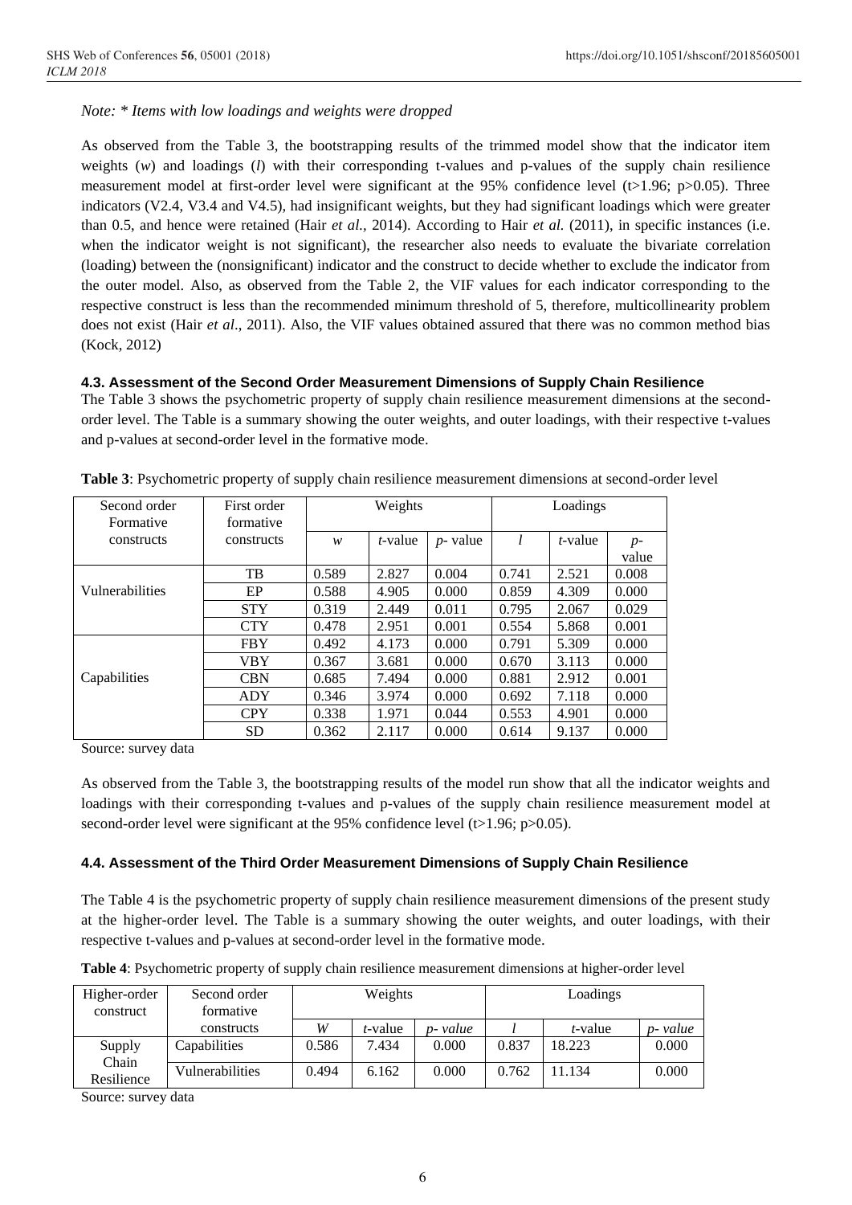*Note: \* Items with low loadings and weights were dropped*

As observed from the Table 3, the bootstrapping results of the trimmed model show that the indicator item weights (*w*) and loadings (*l*) with their corresponding t-values and p-values of the supply chain resilience measurement model at first-order level were significant at the 95% confidence level ($t>1.96$; $p>0.05$). Three indicators (V2.4, V3.4 and V4.5), had insignificant weights, but they had significant loadings which were greater than 0.5, and hence were retained (Hair *et al.,* 2014). According to Hair *et al.* (2011), in specific instances (i.e. when the indicator weight is not significant), the researcher also needs to evaluate the bivariate correlation (loading) between the (nonsignificant) indicator and the construct to decide whether to exclude the indicator from the outer model. Also, as observed from the Table 2, the VIF values for each indicator corresponding to the respective construct is less than the recommended minimum threshold of 5, therefore, multicollinearity problem does not exist (Hair *et al*., 2011). Also, the VIF values obtained assured that there was no common method bias (Kock, 2012)

### 4.3. Assessment of the Second Order Measurement Dimensions of Supply Chain Resilience

The Table 3 shows the psychometric property of supply chain resilience measurement dimensions at the second-order level. The Table is a summary showing the outer weights, and outer loadings, with their respective t-values and p-values at second-order level in the formative mode.

**Table 3**: Psychometric property of supply chain resilience measurement dimensions at second-order level

| Second order Formative constructs | First order formative constructs | Weights | | | Loadings | | |
|---|---|---|---|---|---|---|---|
| | | *w* | *t*-value | *p*- value | *l* | *t*-value | *p*- value |
| Vulnerabilities | TB | 0.589 | 2.827 | 0.004 | 0.741 | 2.521 | 0.008 |
| | EP | 0.588 | 4.905 | 0.000 | 0.859 | 4.309 | 0.000 |
| | STY | 0.319 | 2.449 | 0.011 | 0.795 | 2.067 | 0.029 |
| | CTY | 0.478 | 2.951 | 0.001 | 0.554 | 5.868 | 0.001 |
| Capabilities | FBY | 0.492 | 4.173 | 0.000 | 0.791 | 5.309 | 0.000 |
| | VBY | 0.367 | 3.681 | 0.000 | 0.670 | 3.113 | 0.000 |
| | CBN | 0.685 | 7.494 | 0.000 | 0.881 | 2.912 | 0.001 |
| | ADY | 0.346 | 3.974 | 0.000 | 0.692 | 7.118 | 0.000 |
| | CPY | 0.338 | 1.971 | 0.044 | 0.553 | 4.901 | 0.000 |
| | SD | 0.362 | 2.117 | 0.000 | 0.614 | 9.137 | 0.000 |

Source: survey data

As observed from the Table 3, the bootstrapping results of the model run show that all the indicator weights and loadings with their corresponding t-values and p-values of the supply chain resilience measurement model at second-order level were significant at the 95% confidence level ($t>1.96$; $p>0.05$).

### 4.4. Assessment of the Third Order Measurement Dimensions of Supply Chain Resilience

The Table 4 is the psychometric property of supply chain resilience measurement dimensions of the present study at the higher-order level. The Table is a summary showing the outer weights, and outer loadings, with their respective t-values and p-values at second-order level in the formative mode.

**Table 4**: Psychometric property of supply chain resilience measurement dimensions at higher-order level

| Higher-order construct | Second order formative constructs | Weights | | | Loadings | | |
|---|---|---|---|---|---|---|---|
| | | *W* | *t*-value | *p- value* | *l* | *t*-value | *p- value* |
| Supply Chain Resilience | Capabilities | 0.586 | 7.434 | 0.000 | 0.837 | 18.223 | 0.000 |
| | Vulnerabilities | 0.494 | 6.162 | 0.000 | 0.762 | 11.134 | 0.000 |

Source: survey data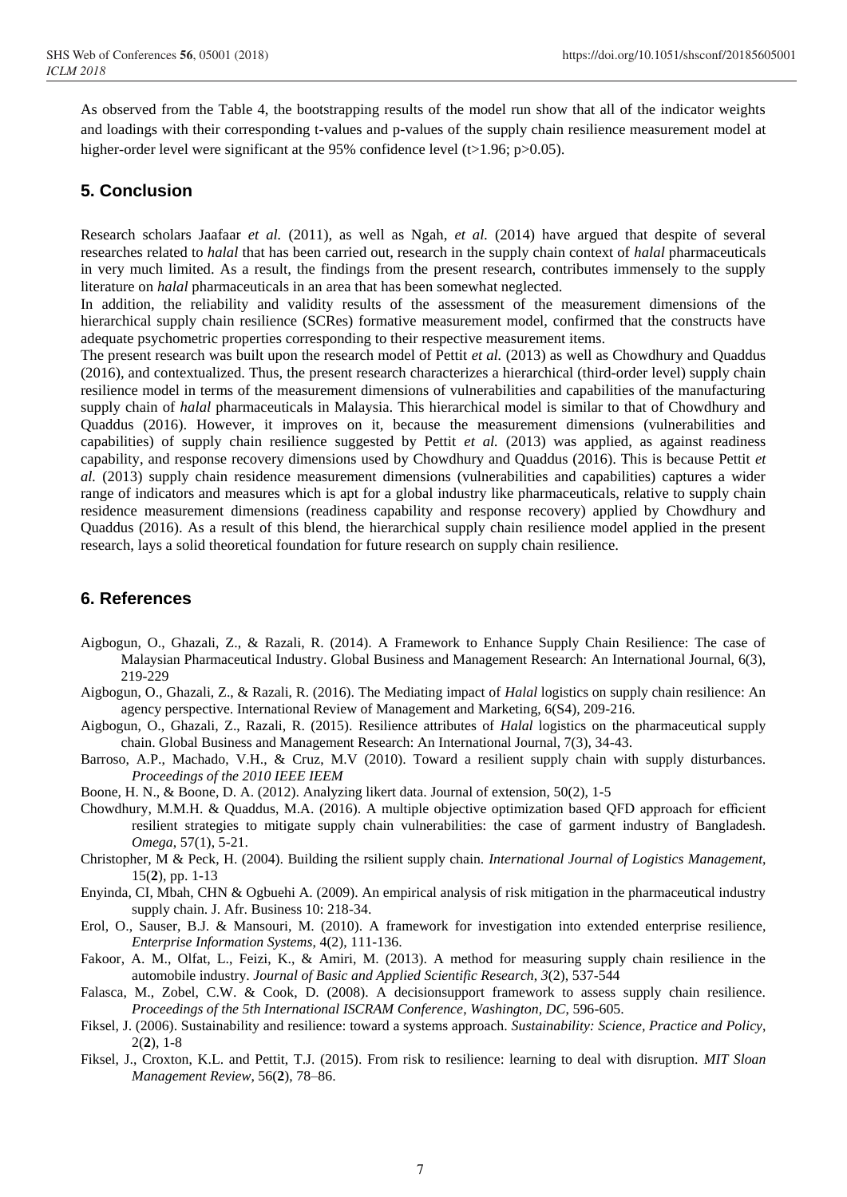As observed from the Table 4, the bootstrapping results of the model run show that all of the indicator weights and loadings with their corresponding t-values and p-values of the supply chain resilience measurement model at higher-order level were significant at the 95% confidence level ($t>1.96$; $p>0.05$).

## 5. Conclusion

Research scholars Jaafaar *et al.* (2011), as well as Ngah, *et al.* (2014) have argued that despite of several researches related to *halal* that has been carried out, research in the supply chain context of *halal* pharmaceuticals in very much limited. As a result, the findings from the present research, contributes immensely to the supply literature on *halal* pharmaceuticals in an area that has been somewhat neglected.

In addition, the reliability and validity results of the assessment of the measurement dimensions of the hierarchical supply chain resilience (SCRes) formative measurement model, confirmed that the constructs have adequate psychometric properties corresponding to their respective measurement items.

The present research was built upon the research model of Pettit *et al.* (2013) as well as Chowdhury and Quaddus (2016), and contextualized. Thus, the present research characterizes a hierarchical (third-order level) supply chain resilience model in terms of the measurement dimensions of vulnerabilities and capabilities of the manufacturing supply chain of *halal* pharmaceuticals in Malaysia. This hierarchical model is similar to that of Chowdhury and Quaddus (2016). However, it improves on it, because the measurement dimensions (vulnerabilities and capabilities) of supply chain resilience suggested by Pettit *et al.* (2013) was applied, as against readiness capability, and response recovery dimensions used by Chowdhury and Quaddus (2016). This is because Pettit *et al.* (2013) supply chain residence measurement dimensions (vulnerabilities and capabilities) captures a wider range of indicators and measures which is apt for a global industry like pharmaceuticals, relative to supply chain residence measurement dimensions (readiness capability and response recovery) applied by Chowdhury and Quaddus (2016). As a result of this blend, the hierarchical supply chain resilience model applied in the present research, lays a solid theoretical foundation for future research on supply chain resilience.

## 6. References

Aigbogun, O., Ghazali, Z., & Razali, R. (2014). A Framework to Enhance Supply Chain Resilience: The case of Malaysian Pharmaceutical Industry. Global Business and Management Research: An International Journal, 6(3), 219-229

Aigbogun, O., Ghazali, Z., & Razali, R. (2016). The Mediating impact of *Halal* logistics on supply chain resilience: An agency perspective. International Review of Management and Marketing, 6(S4), 209-216.

Aigbogun, O., Ghazali, Z., Razali, R. (2015). Resilience attributes of *Halal* logistics on the pharmaceutical supply chain. Global Business and Management Research: An International Journal, 7(3), 34-43.

Barroso, A.P., Machado, V.H., & Cruz, M.V (2010). Toward a resilient supply chain with supply disturbances. *Proceedings of the 2010 IEEE IEEM*

Boone, H. N., & Boone, D. A. (2012). Analyzing likert data. Journal of extension, 50(2), 1-5

Chowdhury, M.M.H. & Quaddus, M.A. (2016). A multiple objective optimization based QFD approach for efficient resilient strategies to mitigate supply chain vulnerabilities: the case of garment industry of Bangladesh. *Omega*, 57(1), 5-21.

Christopher, M & Peck, H. (2004). Building the rsilient supply chain. *International Journal of Logistics Management*, 15(**2**), pp. 1-13

Enyinda, CI, Mbah, CHN & Ogbuehi A. (2009). An empirical analysis of risk mitigation in the pharmaceutical industry supply chain. J. Afr. Business 10: 218-34.

Erol, O., Sauser, B.J. & Mansouri, M. (2010). A framework for investigation into extended enterprise resilience, *Enterprise Information Systems*, 4(2), 111-136.

Fakoor, A. M., Olfat, L., Feizi, K., & Amiri, M. (2013). A method for measuring supply chain resilience in the automobile industry. *Journal of Basic and Applied Scientific Research*, *3*(2), 537-544

Falasca, M., Zobel, C.W. & Cook, D. (2008). A decisionsupport framework to assess supply chain resilience. *Proceedings of the 5th International ISCRAM Conference, Washington, DC*, 596-605.

Fiksel, J. (2006). Sustainability and resilience: toward a systems approach. *Sustainability: Science, Practice and Policy*, 2(**2**), 1-8

Fiksel, J., Croxton, K.L. and Pettit, T.J. (2015). From risk to resilience: learning to deal with disruption. *MIT Sloan Management Review*, 56(**2**), 78–86.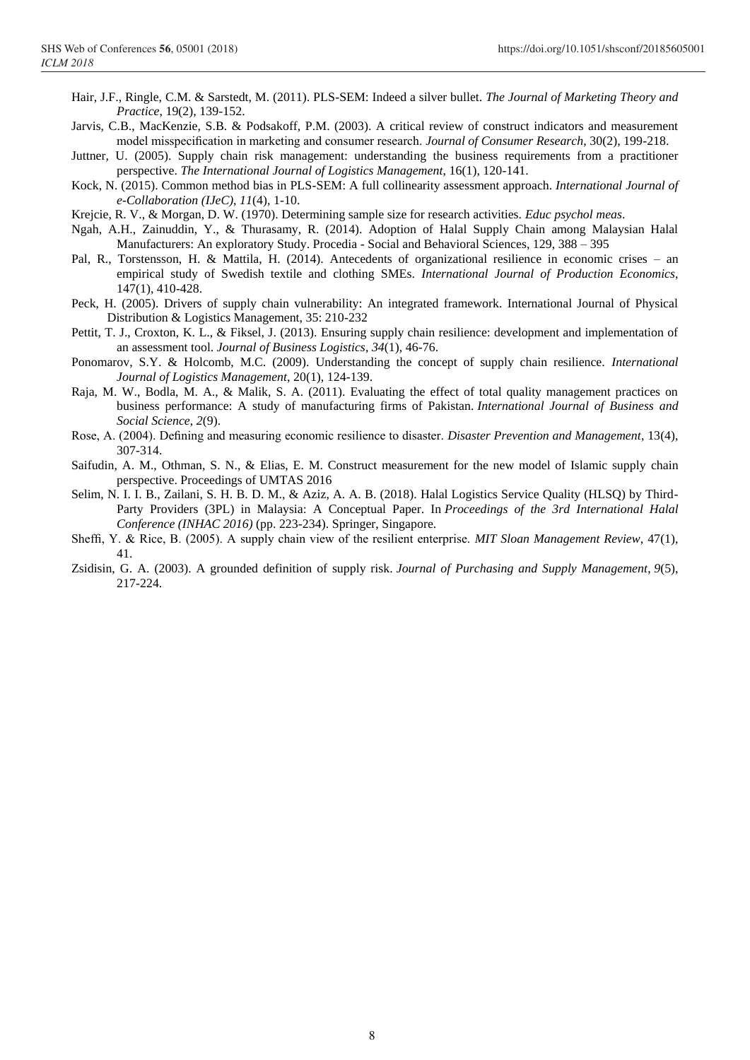Hair, J.F., Ringle, C.M. & Sarstedt, M. (2011). PLS-SEM: Indeed a silver bullet. *The Journal of Marketing Theory and Practice*, 19(2), 139-152.

Jarvis, C.B., MacKenzie, S.B. & Podsakoff, P.M. (2003). A critical review of construct indicators and measurement model misspecification in marketing and consumer research. *Journal of Consumer Research*, 30(2), 199-218.

Juttner, U. (2005). Supply chain risk management: understanding the business requirements from a practitioner perspective. *The International Journal of Logistics Management*, 16(1), 120-141.

Kock, N. (2015). Common method bias in PLS-SEM: A full collinearity assessment approach. *International Journal of e-Collaboration (IJeC)*, *11*(4), 1-10.

Krejcie, R. V., & Morgan, D. W. (1970). Determining sample size for research activities. *Educ psychol meas*.

Ngah, A.H., Zainuddin, Y., & Thurasamy, R. (2014). Adoption of Halal Supply Chain among Malaysian Halal Manufacturers: An exploratory Study. Procedia - Social and Behavioral Sciences, 129, 388 – 395

Pal, R., Torstensson, H. & Mattila, H. (2014). Antecedents of organizational resilience in economic crises – an empirical study of Swedish textile and clothing SMEs. *International Journal of Production Economics*, 147(1), 410-428.

Peck, H. (2005). Drivers of supply chain vulnerability: An integrated framework. International Journal of Physical Distribution & Logistics Management, 35: 210-232

Pettit, T. J., Croxton, K. L., & Fiksel, J. (2013). Ensuring supply chain resilience: development and implementation of an assessment tool. *Journal of Business Logistics*, *34*(1), 46-76.

Ponomarov, S.Y. & Holcomb, M.C. (2009). Understanding the concept of supply chain resilience. *International Journal of Logistics Management*, 20(1), 124-139.

Raja, M. W., Bodla, M. A., & Malik, S. A. (2011). Evaluating the effect of total quality management practices on business performance: A study of manufacturing firms of Pakistan. *International Journal of Business and Social Science*, *2*(9).

Rose, A. (2004). Defining and measuring economic resilience to disaster. *Disaster Prevention and Management*, 13(4), 307-314.

Saifudin, A. M., Othman, S. N., & Elias, E. M. Construct measurement for the new model of Islamic supply chain perspective. Proceedings of UMTAS 2016

Selim, N. I. I. B., Zailani, S. H. B. D. M., & Aziz, A. A. B. (2018). Halal Logistics Service Quality (HLSQ) by Third-Party Providers (3PL) in Malaysia: A Conceptual Paper. In *Proceedings of the 3rd International Halal Conference (INHAC 2016)* (pp. 223-234). Springer, Singapore.

Sheffi, Y. & Rice, B. (2005). A supply chain view of the resilient enterprise. *MIT Sloan Management Review*, 47(1), 41.

Zsidisin, G. A. (2003). A grounded definition of supply risk. *Journal of Purchasing and Supply Management*, *9*(5), 217-224.